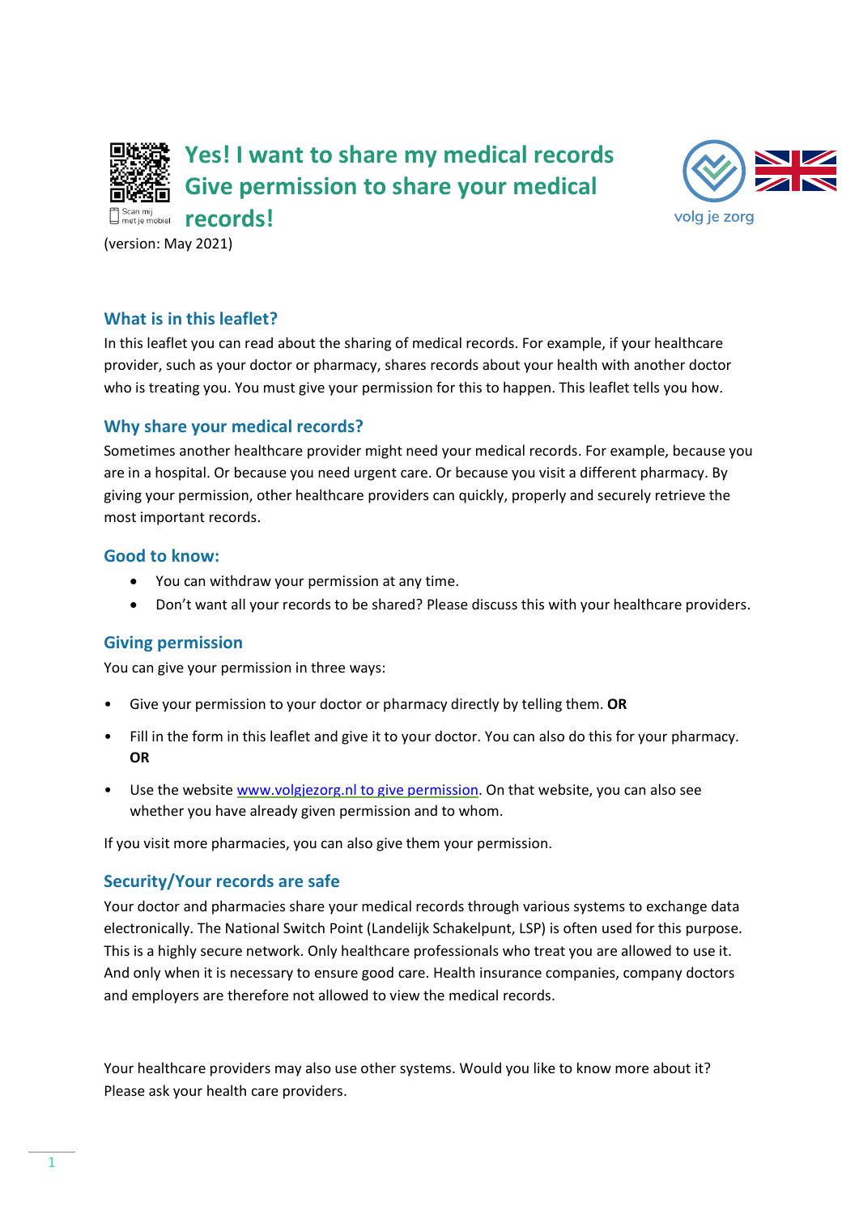# Yes! I want to share my medical records
# Give permission to share your medical records!

(version: May 2021)

## What is in this leaflet?

In this leaflet you can read about the sharing of medical records. For example, if your healthcare provider, such as your doctor or pharmacy, shares records about your health with another doctor who is treating you. You must give your permission for this to happen. This leaflet tells you how.

## Why share your medical records?

Sometimes another healthcare provider might need your medical records. For example, because you are in a hospital. Or because you need urgent care. Or because you visit a different pharmacy. By giving your permission, other healthcare providers can quickly, properly and securely retrieve the most important records.

## Good to know:

- You can withdraw your permission at any time.
- Don't want all your records to be shared? Please discuss this with your healthcare providers.

## Giving permission

You can give your permission in three ways:

- Give your permission to your doctor or pharmacy directly by telling them. **OR**
- Fill in the form in this leaflet and give it to your doctor. You can also do this for your pharmacy. **OR**
- Use the website www.volgjezorg.nl to give permission. On that website, you can also see whether you have already given permission and to whom.

If you visit more pharmacies, you can also give them your permission.

## Security/Your records are safe

Your doctor and pharmacies share your medical records through various systems to exchange data electronically. The National Switch Point (Landelijk Schakelpunt, LSP) is often used for this purpose. This is a highly secure network. Only healthcare professionals who treat you are allowed to use it. And only when it is necessary to ensure good care. Health insurance companies, company doctors and employers are therefore not allowed to view the medical records.

Your healthcare providers may also use other systems. Would you like to know more about it? Please ask your health care providers.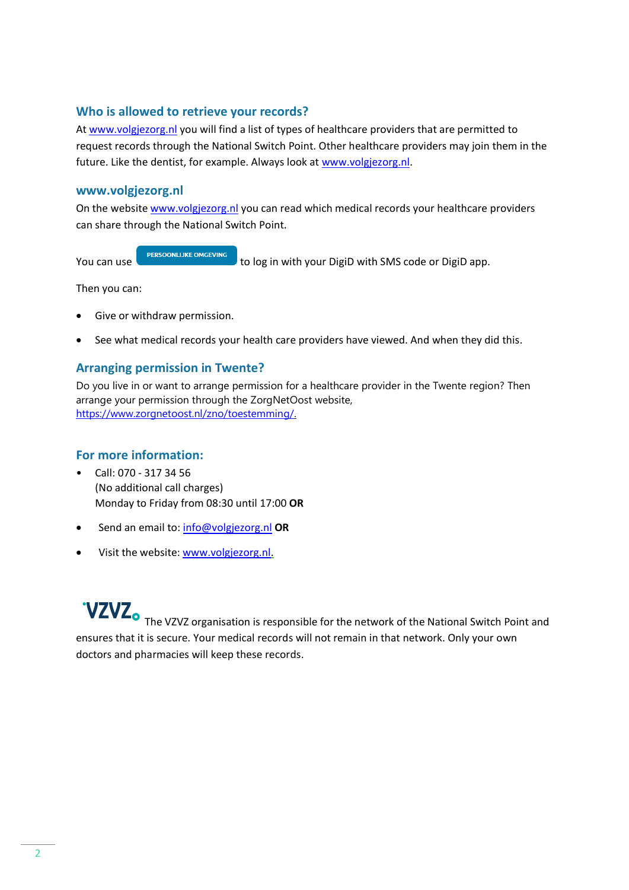## Who is allowed to retrieve your records?

At www.volgjezorg.nl you will find a list of types of healthcare providers that are permitted to request records through the National Switch Point. Other healthcare providers may join them in the future. Like the dentist, for example. Always look at www.volgjezorg.nl.

## www.volgjezorg.nl

On the website www.volgjezorg.nl you can read which medical records your healthcare providers can share through the National Switch Point.

You can use PERSOONLIJKE OMGEVING to log in with your DigiD with SMS code or DigiD app.

Then you can:

- Give or withdraw permission.
- See what medical records your health care providers have viewed. And when they did this.

## Arranging permission in Twente?

Do you live in or want to arrange permission for a healthcare provider in the Twente region? Then arrange your permission through the ZorgNetOost website, https://www.zorgnetoost.nl/zno/toestemming/.

## For more information:

- Call: 070 - 317 34 56
  (No additional call charges)
  Monday to Friday from 08:30 until 17:00 **OR**
- Send an email to: info@volgjezorg.nl **OR**
- Visit the website: www.volgjezorg.nl.

VZVZ The VZVZ organisation is responsible for the network of the National Switch Point and ensures that it is secure. Your medical records will not remain in that network. Only your own doctors and pharmacies will keep these records.